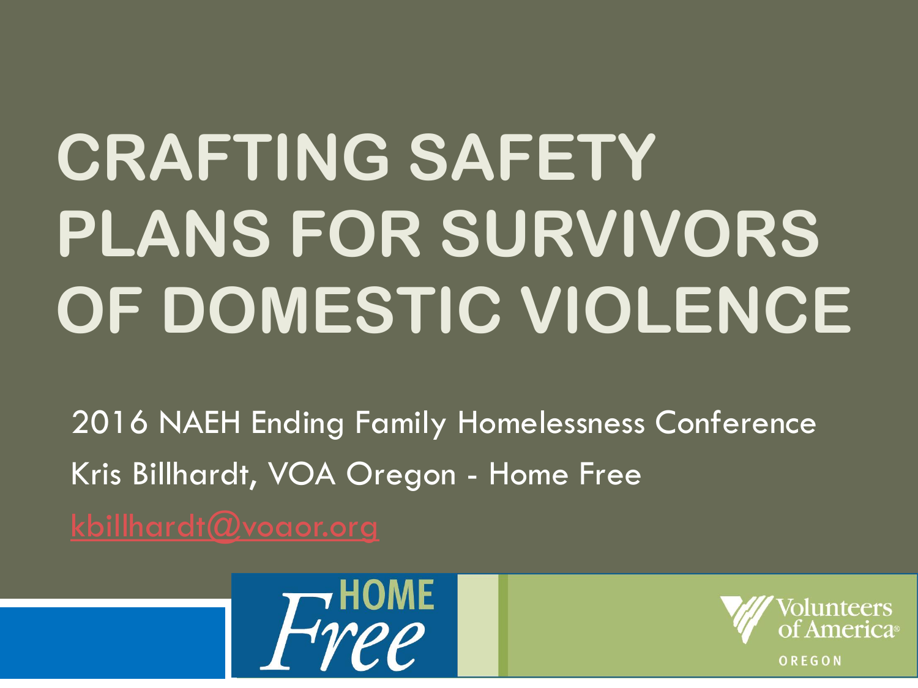# CRAFTING SAFETY PLANS FOR SURVIVORS OF DOMESTIC VIOLENCE

2016 NAEH Ending Family Homelessness Conference

Kris Billhardt, VOA Oregon - Home Free

kbillhardt@voaor.org

HOME Free

Volunteers of America OREGON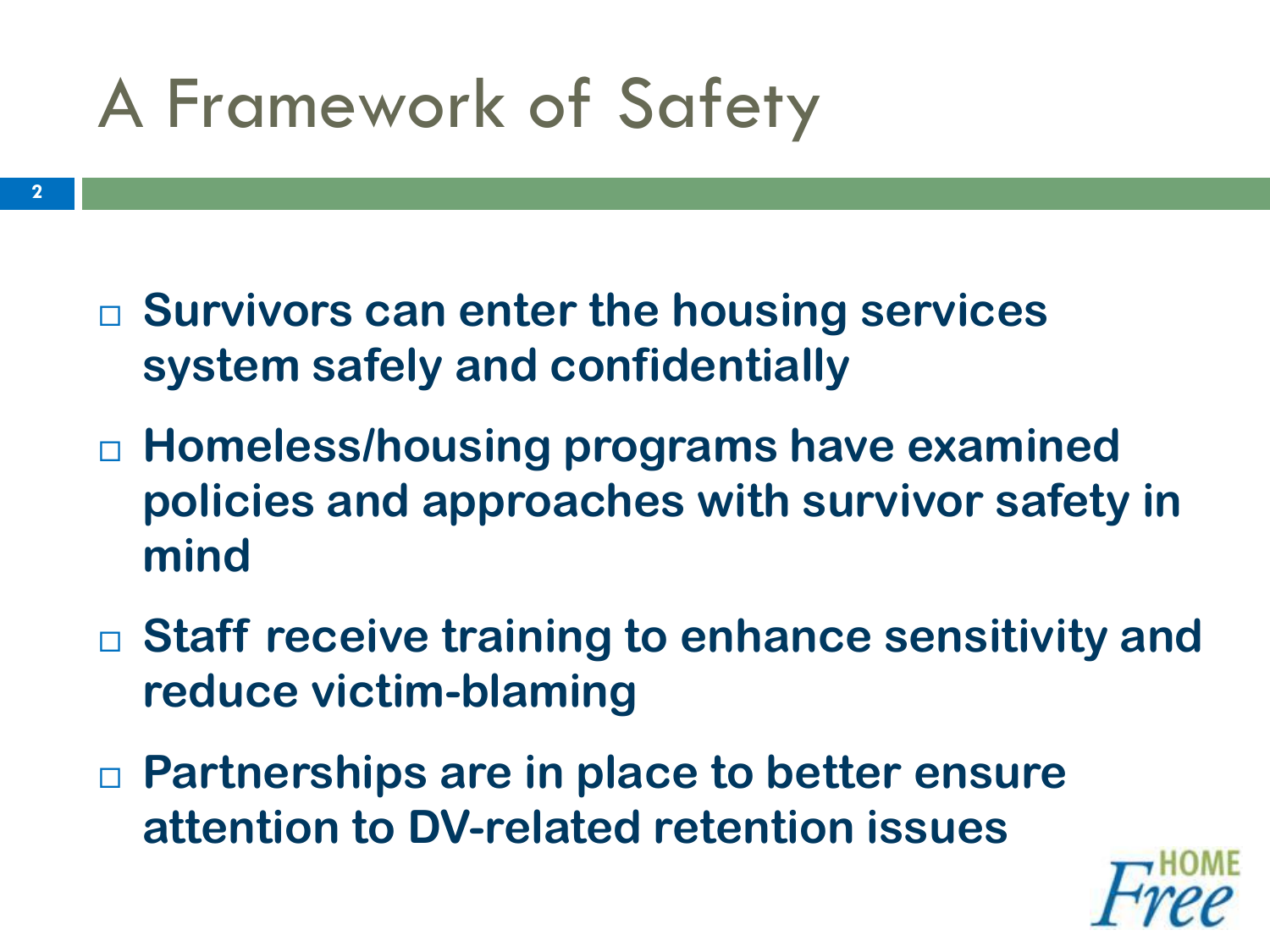# A Framework of Safety

- **Survivors can enter the housing services system safely and confidentially**
- **Homeless/housing programs have examined policies and approaches with survivor safety in mind**
- **Staff receive training to enhance sensitivity and reduce victim-blaming**
- **Partnerships are in place to better ensure attention to DV-related retention issues**

HOME Free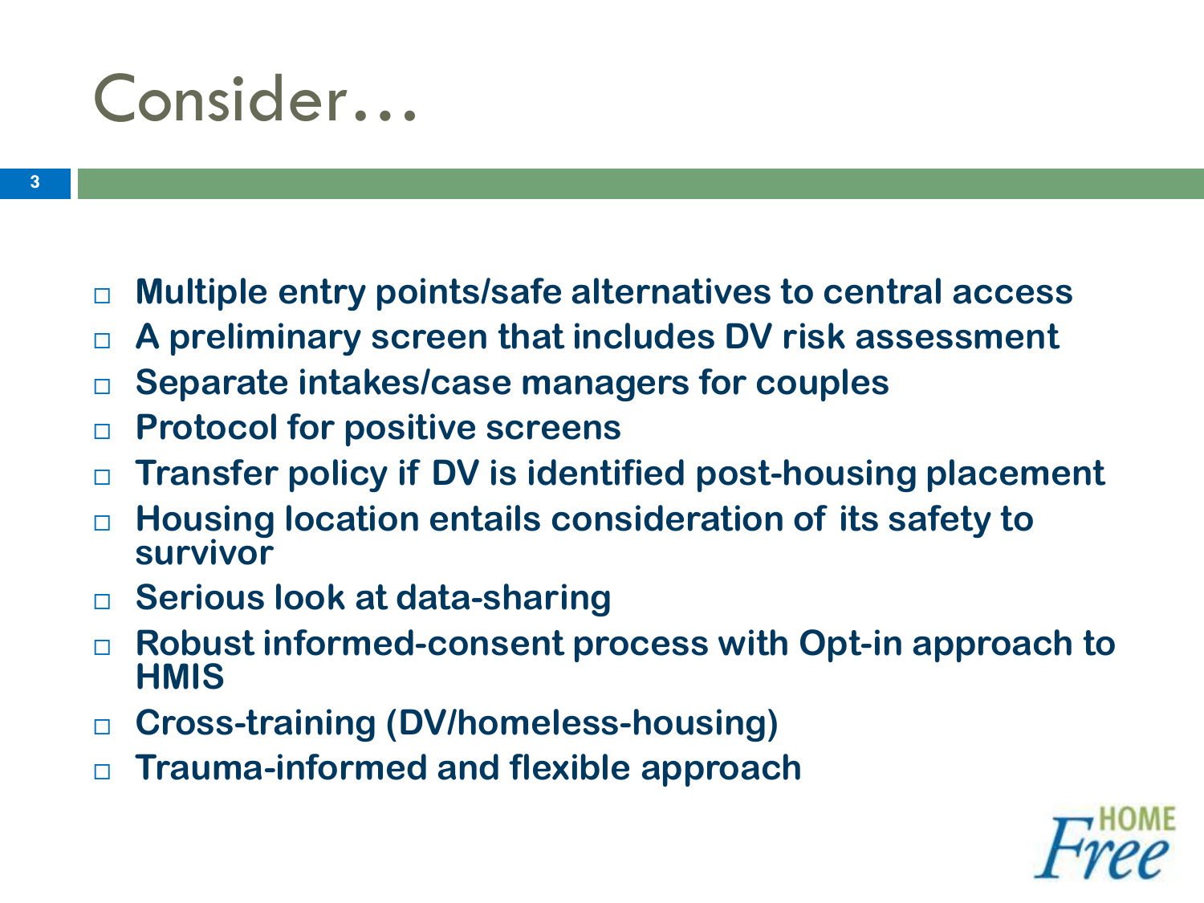# Consider…

- **Multiple entry points/safe alternatives to central access**
- **A preliminary screen that includes DV risk assessment**
- **Separate intakes/case managers for couples**
- **Protocol for positive screens**
- **Transfer policy if DV is identified post-housing placement**
- **Housing location entails consideration of its safety to survivor**
- **Serious look at data-sharing**
- **Robust informed-consent process with Opt-in approach to HMIS**
- **Cross-training (DV/homeless-housing)**
- **Trauma-informed and flexible approach**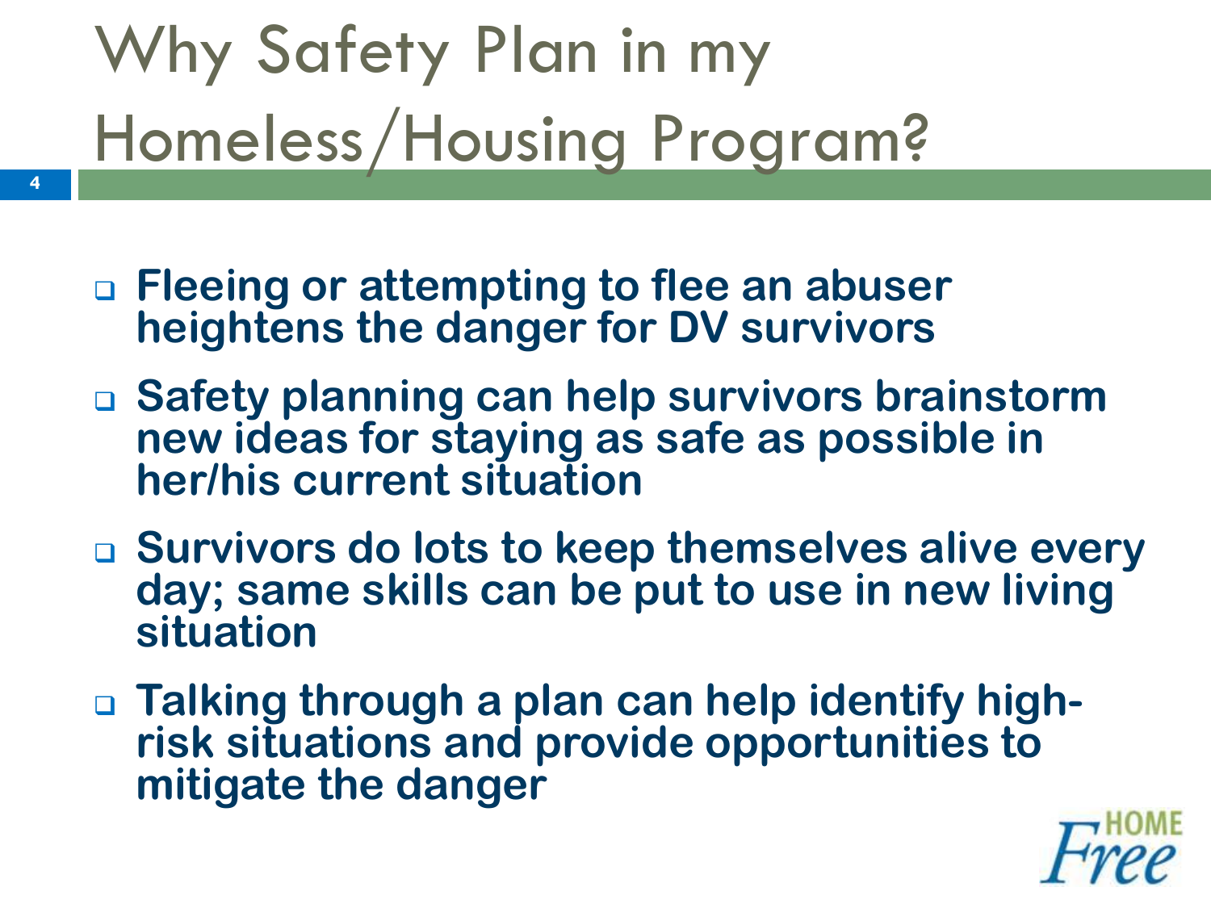# Why Safety Plan in my Homeless/Housing Program?

- **Fleeing or attempting to flee an abuser heightens the danger for DV survivors**
- **Safety planning can help survivors brainstorm new ideas for staying as safe as possible in her/his current situation**
- **Survivors do lots to keep themselves alive every day; same skills can be put to use in new living situation**
- **Talking through a plan can help identify high-risk situations and provide opportunities to mitigate the danger**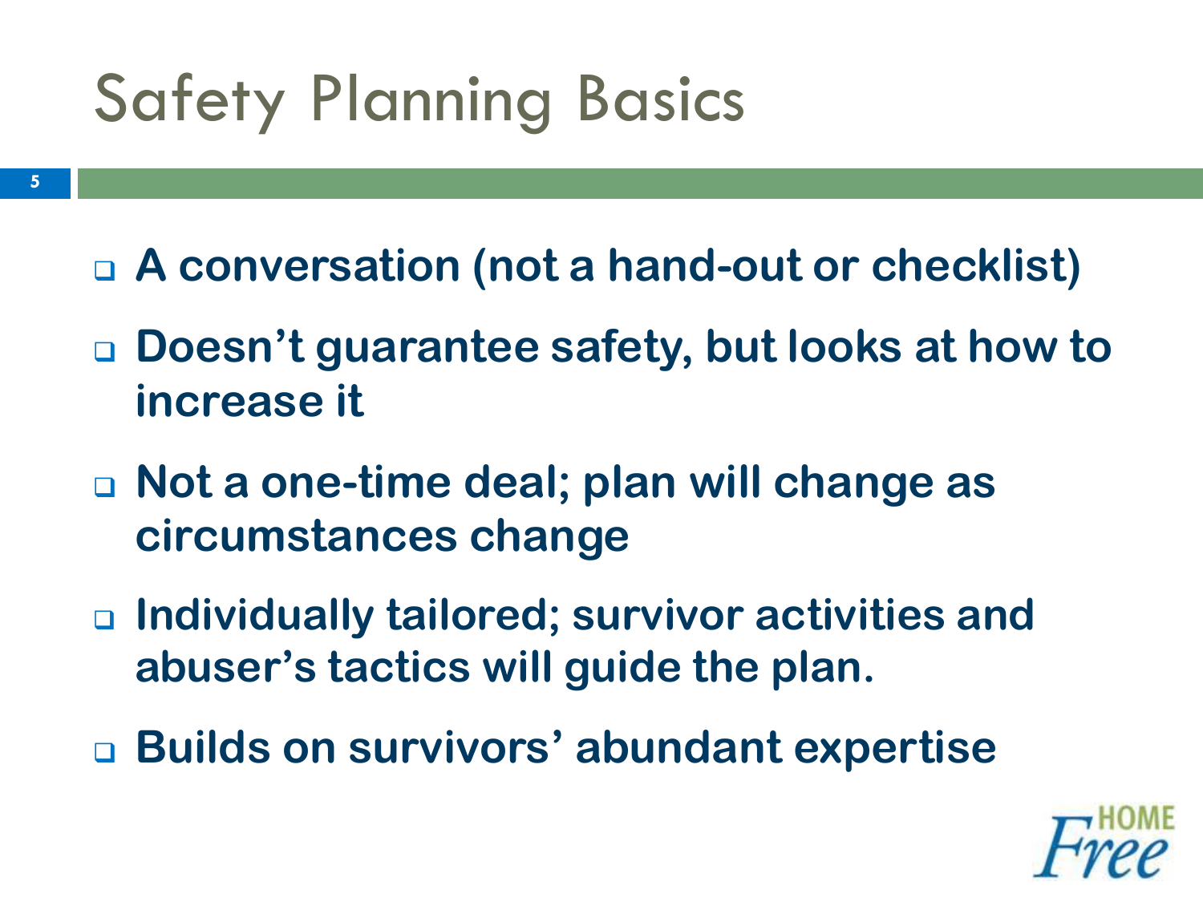# Safety Planning Basics

- **A conversation (not a hand-out or checklist)**
- **Doesn't guarantee safety, but looks at how to increase it**
- **Not a one-time deal; plan will change as circumstances change**
- **Individually tailored; survivor activities and abuser's tactics will guide the plan.**
- **Builds on survivors' abundant expertise**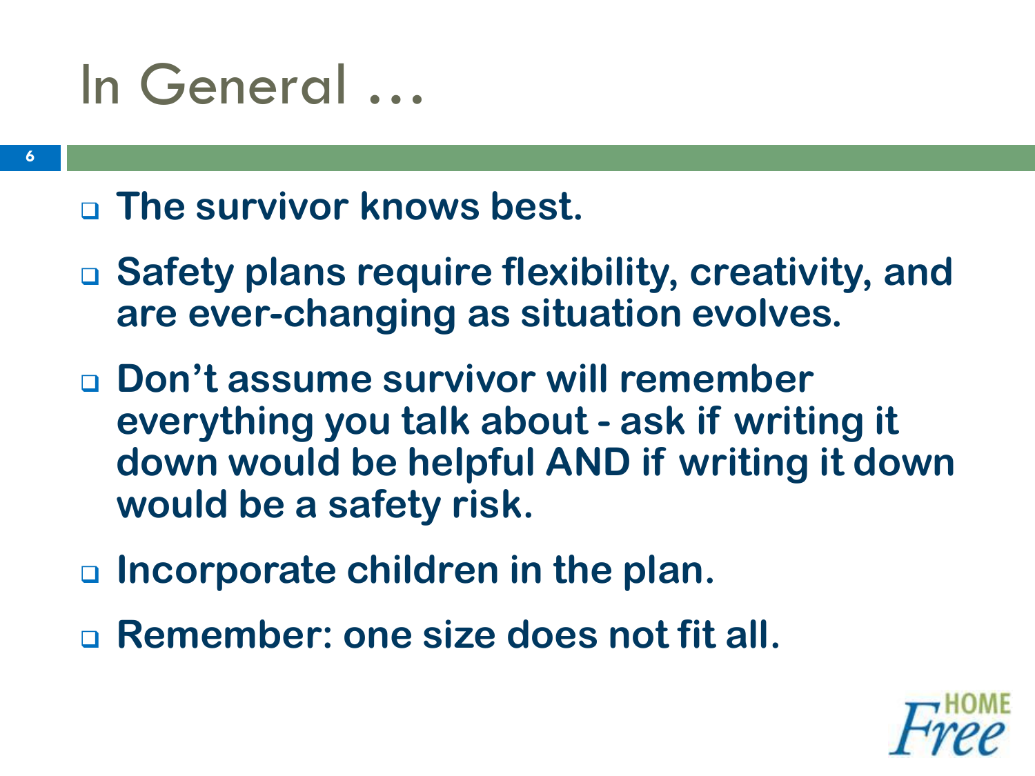# In General …

- **The survivor knows best.**
- **Safety plans require flexibility, creativity, and are ever-changing as situation evolves.**
- **Don't assume survivor will remember everything you talk about - ask if writing it down would be helpful AND if writing it down would be a safety risk.**
- **Incorporate children in the plan.**
- **Remember: one size does not fit all.**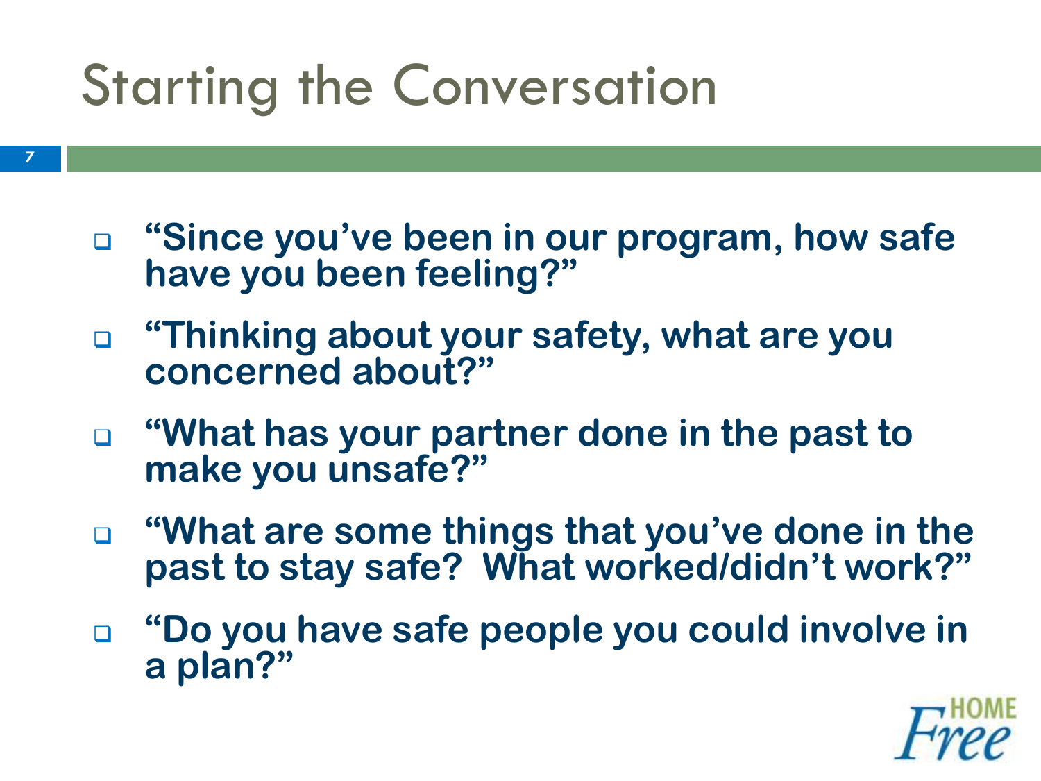# Starting the Conversation

- **"Since you've been in our program, how safe have you been feeling?"**
- **"Thinking about your safety, what are you concerned about?"**
- **"What has your partner done in the past to make you unsafe?"**
- **"What are some things that you've done in the past to stay safe? What worked/didn't work?"**
- **"Do you have safe people you could involve in a plan?"**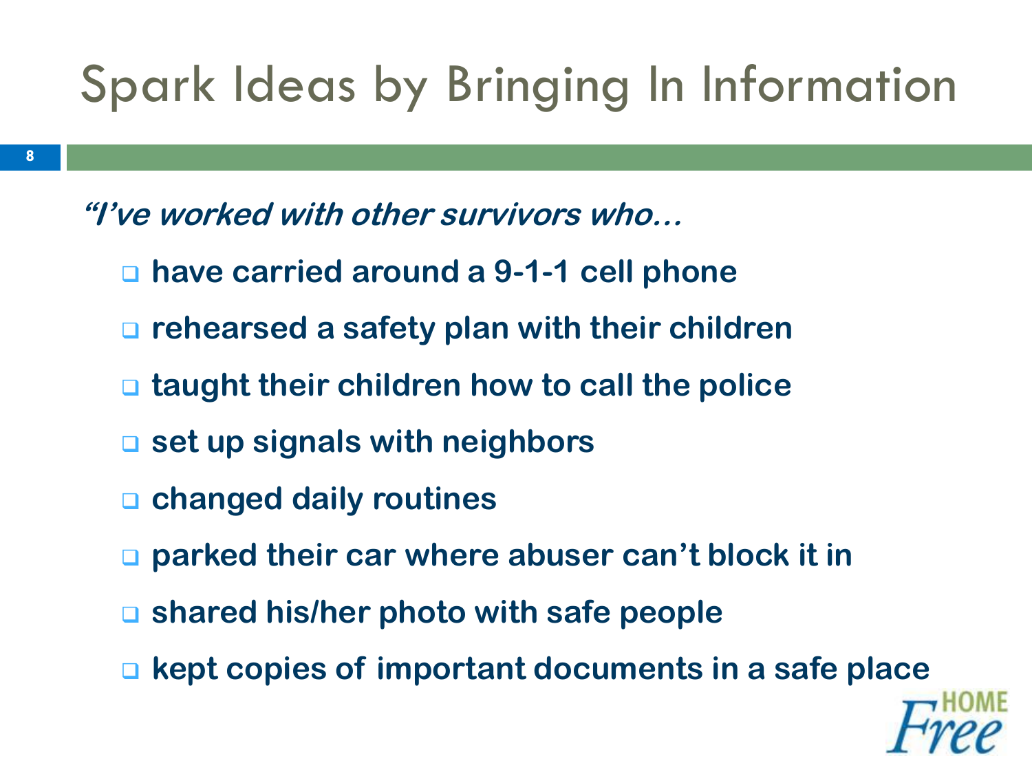# Spark Ideas by Bringing In Information

***"I've worked with other survivors who…***

- **have carried around a 9-1-1 cell phone**
- **rehearsed a safety plan with their children**
- **taught their children how to call the police**
- **set up signals with neighbors**
- **changed daily routines**
- **parked their car where abuser can't block it in**
- **shared his/her photo with safe people**
- **kept copies of important documents in a safe place**

HOME Free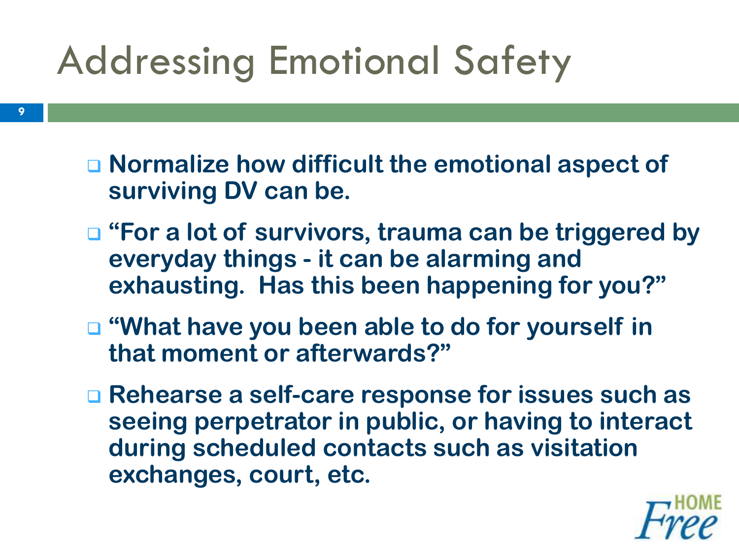# Addressing Emotional Safety

- **Normalize how difficult the emotional aspect of surviving DV can be.**
- **"For a lot of survivors, trauma can be triggered by everyday things - it can be alarming and exhausting. Has this been happening for you?"**
- **"What have you been able to do for yourself in that moment or afterwards?"**
- **Rehearse a self-care response for issues such as seeing perpetrator in public, or having to interact during scheduled contacts such as visitation exchanges, court, etc.**

HOME Free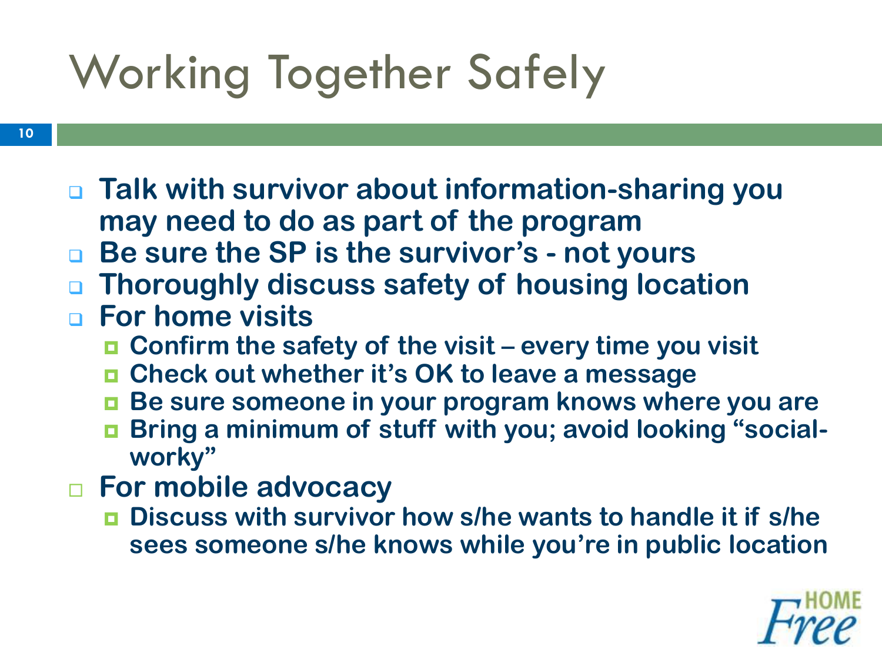# Working Together Safely

- Talk with survivor about information-sharing you may need to do as part of the program
- Be sure the SP is the survivor's - not yours
- Thoroughly discuss safety of housing location
- For home visits
  - Confirm the safety of the visit – every time you visit
  - Check out whether it's OK to leave a message
  - Be sure someone in your program knows where you are
  - Bring a minimum of stuff with you; avoid looking "social-worky"
- For mobile advocacy
  - Discuss with survivor how s/he wants to handle it if s/he sees someone s/he knows while you're in public location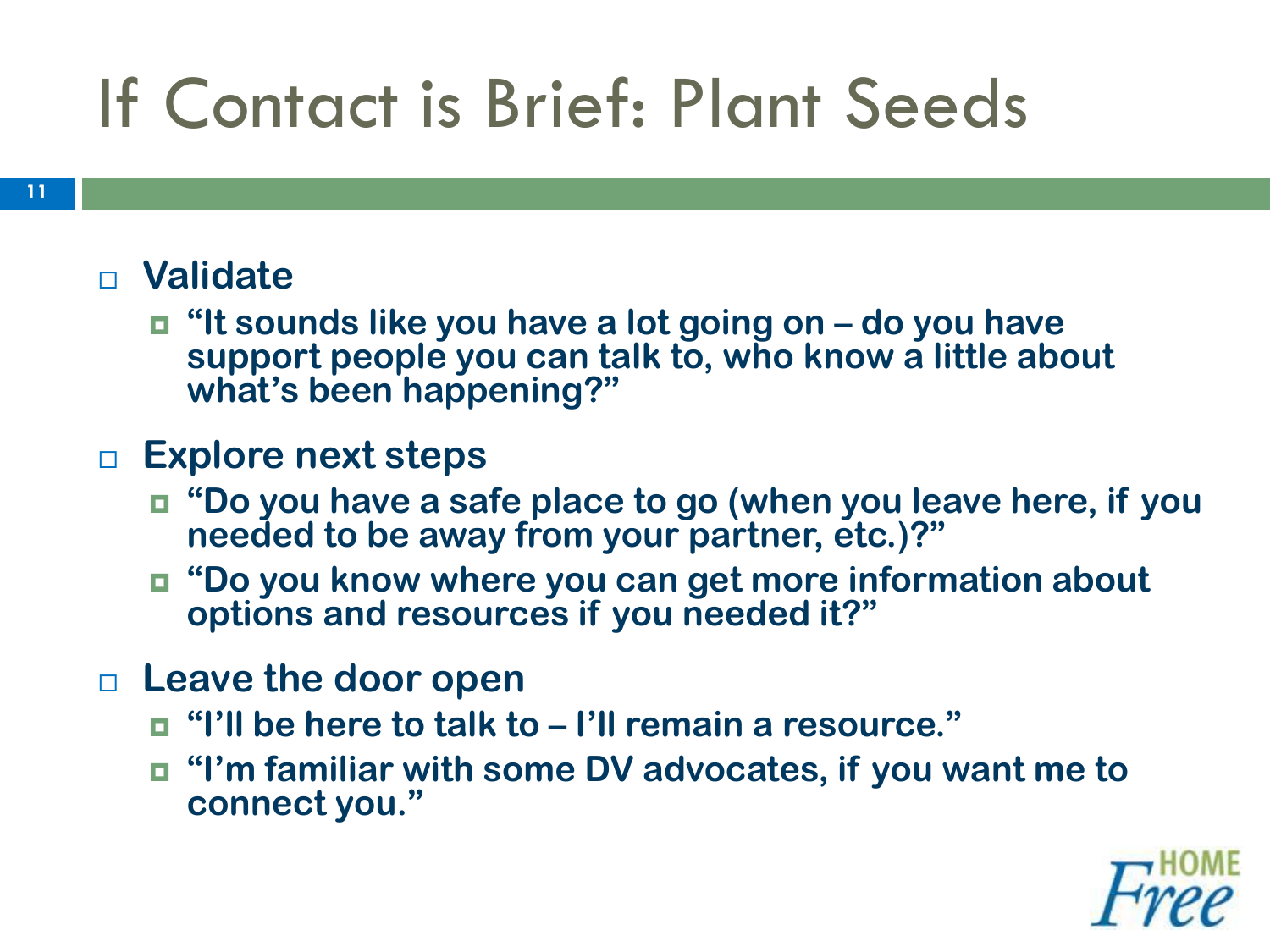# If Contact is Brief: Plant Seeds

- **Validate**
  - **"It sounds like you have a lot going on – do you have support people you can talk to, who know a little about what's been happening?"**
- **Explore next steps**
  - **"Do you have a safe place to go (when you leave here, if you needed to be away from your partner, etc.)?"**
  - **"Do you know where you can get more information about options and resources if you needed it?"**
- **Leave the door open**
  - **"I'll be here to talk to – I'll remain a resource."**
  - **"I'm familiar with some DV advocates, if you want me to connect you."**

HOME Free